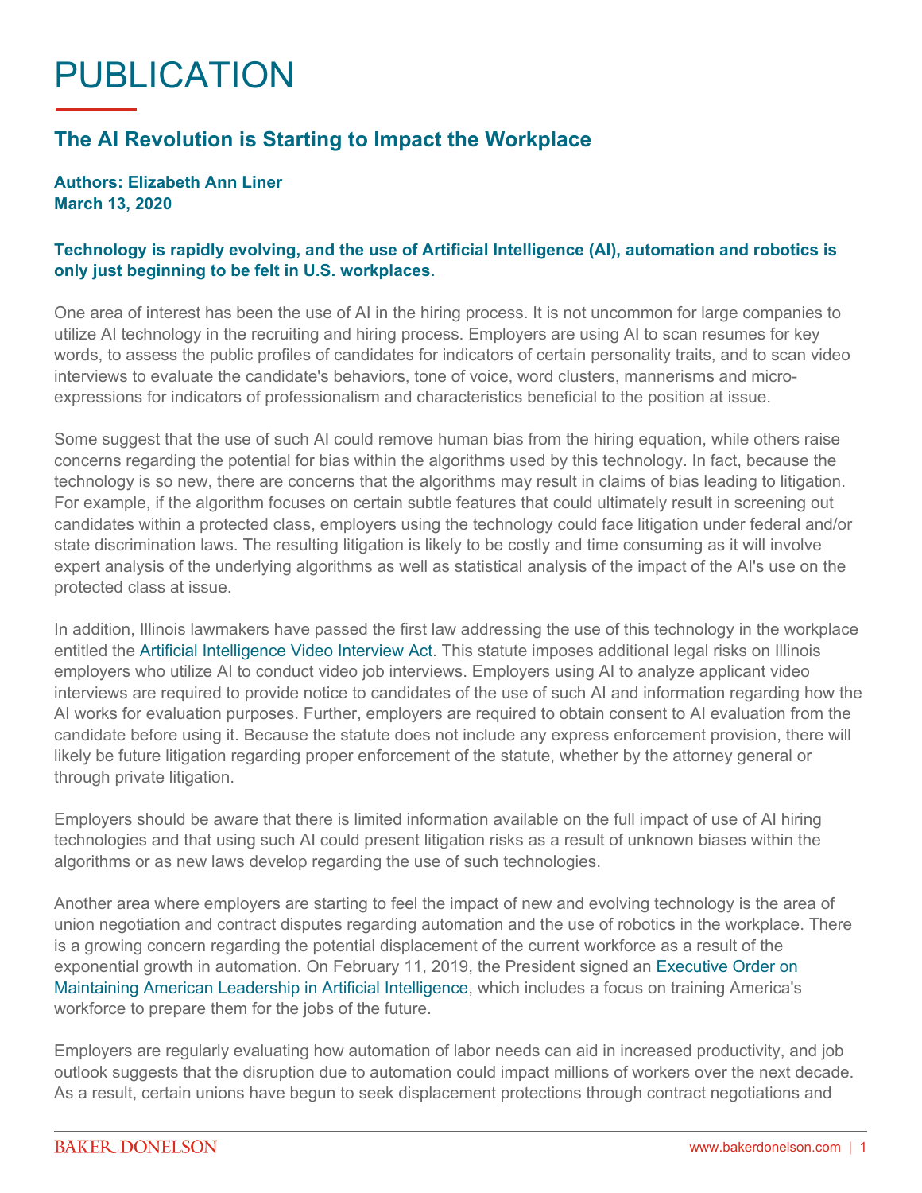# PUBLICATION

## The AI Revolution is Starting to Impact the Workplace

**Authors: Elizabeth Ann Liner**
**March 13, 2020**

**Technology is rapidly evolving, and the use of Artificial Intelligence (AI), automation and robotics is only just beginning to be felt in U.S. workplaces.**

One area of interest has been the use of AI in the hiring process. It is not uncommon for large companies to utilize AI technology in the recruiting and hiring process. Employers are using AI to scan resumes for key words, to assess the public profiles of candidates for indicators of certain personality traits, and to scan video interviews to evaluate the candidate's behaviors, tone of voice, word clusters, mannerisms and micro-expressions for indicators of professionalism and characteristics beneficial to the position at issue.

Some suggest that the use of such AI could remove human bias from the hiring equation, while others raise concerns regarding the potential for bias within the algorithms used by this technology. In fact, because the technology is so new, there are concerns that the algorithms may result in claims of bias leading to litigation. For example, if the algorithm focuses on certain subtle features that could ultimately result in screening out candidates within a protected class, employers using the technology could face litigation under federal and/or state discrimination laws. The resulting litigation is likely to be costly and time consuming as it will involve expert analysis of the underlying algorithms as well as statistical analysis of the impact of the AI's use on the protected class at issue.

In addition, Illinois lawmakers have passed the first law addressing the use of this technology in the workplace entitled the Artificial Intelligence Video Interview Act. This statute imposes additional legal risks on Illinois employers who utilize AI to conduct video job interviews. Employers using AI to analyze applicant video interviews are required to provide notice to candidates of the use of such AI and information regarding how the AI works for evaluation purposes. Further, employers are required to obtain consent to AI evaluation from the candidate before using it. Because the statute does not include any express enforcement provision, there will likely be future litigation regarding proper enforcement of the statute, whether by the attorney general or through private litigation.

Employers should be aware that there is limited information available on the full impact of use of AI hiring technologies and that using such AI could present litigation risks as a result of unknown biases within the algorithms or as new laws develop regarding the use of such technologies.

Another area where employers are starting to feel the impact of new and evolving technology is the area of union negotiation and contract disputes regarding automation and the use of robotics in the workplace. There is a growing concern regarding the potential displacement of the current workforce as a result of the exponential growth in automation. On February 11, 2019, the President signed an Executive Order on Maintaining American Leadership in Artificial Intelligence, which includes a focus on training America's workforce to prepare them for the jobs of the future.

Employers are regularly evaluating how automation of labor needs can aid in increased productivity, and job outlook suggests that the disruption due to automation could impact millions of workers over the next decade. As a result, certain unions have begun to seek displacement protections through contract negotiations and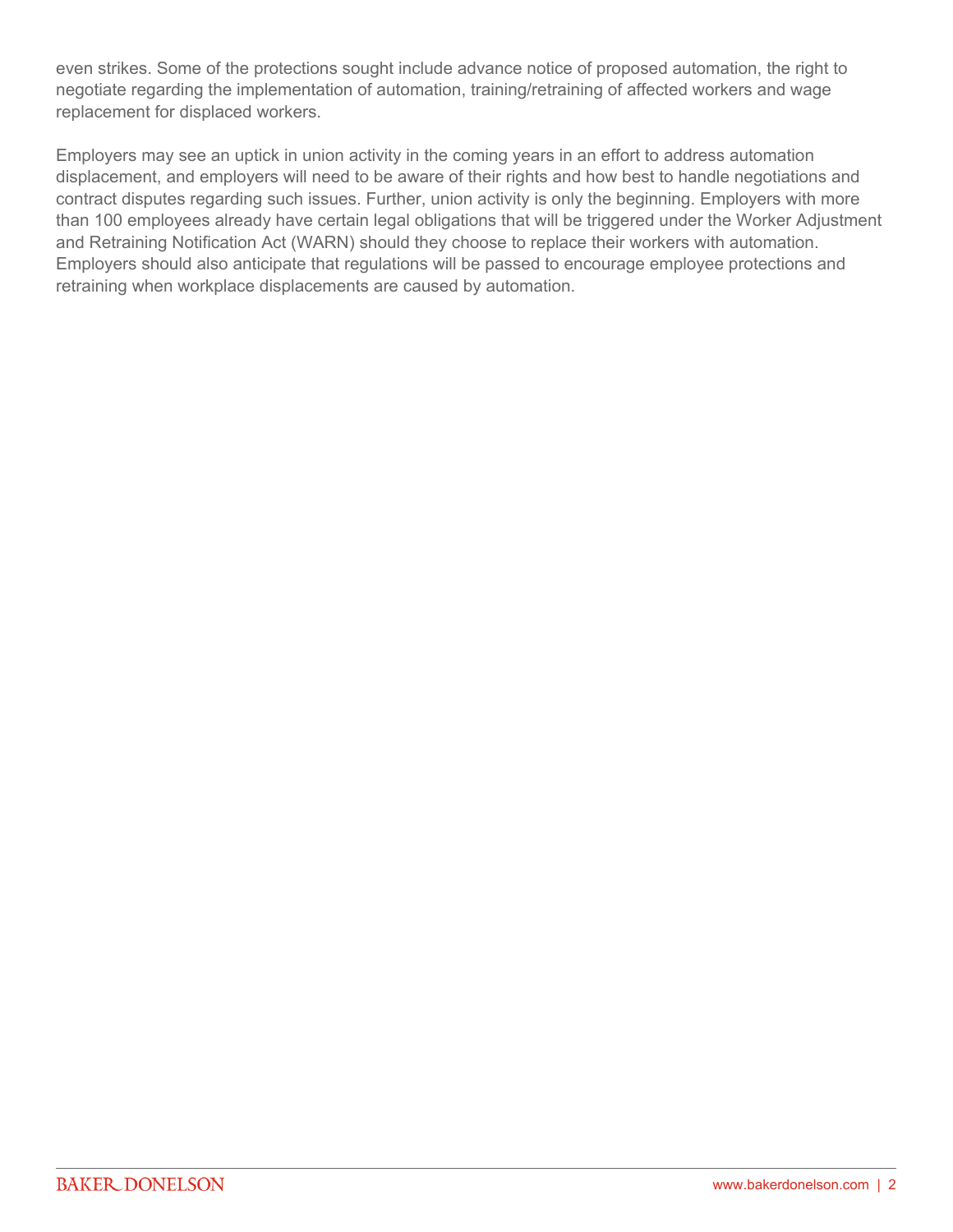even strikes. Some of the protections sought include advance notice of proposed automation, the right to negotiate regarding the implementation of automation, training/retraining of affected workers and wage replacement for displaced workers.

Employers may see an uptick in union activity in the coming years in an effort to address automation displacement, and employers will need to be aware of their rights and how best to handle negotiations and contract disputes regarding such issues. Further, union activity is only the beginning. Employers with more than 100 employees already have certain legal obligations that will be triggered under the Worker Adjustment and Retraining Notification Act (WARN) should they choose to replace their workers with automation. Employers should also anticipate that regulations will be passed to encourage employee protections and retraining when workplace displacements are caused by automation.